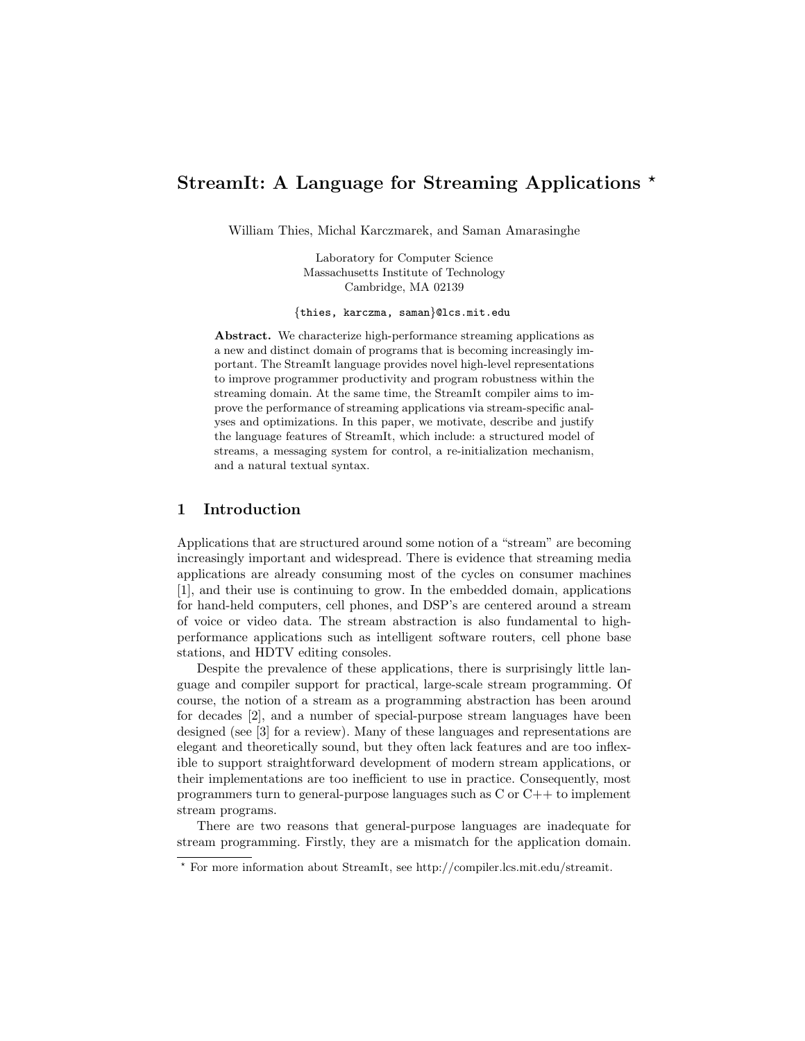# StreamIt: A Language for Streaming Applications ⋆

William Thies, Michal Karczmarek, and Saman Amarasinghe

Laboratory for Computer Science
Massachusetts Institute of Technology
Cambridge, MA 02139

{thies, karczma, saman}@lcs.mit.edu

**Abstract.** We characterize high-performance streaming applications as a new and distinct domain of programs that is becoming increasingly important. The StreamIt language provides novel high-level representations to improve programmer productivity and program robustness within the streaming domain. At the same time, the StreamIt compiler aims to improve the performance of streaming applications via stream-specific analyses and optimizations. In this paper, we motivate, describe and justify the language features of StreamIt, which include: a structured model of streams, a messaging system for control, a re-initialization mechanism, and a natural textual syntax.

## 1 Introduction

Applications that are structured around some notion of a "stream" are becoming increasingly important and widespread. There is evidence that streaming media applications are already consuming most of the cycles on consumer machines [1], and their use is continuing to grow. In the embedded domain, applications for hand-held computers, cell phones, and DSP's are centered around a stream of voice or video data. The stream abstraction is also fundamental to high-performance applications such as intelligent software routers, cell phone base stations, and HDTV editing consoles.

Despite the prevalence of these applications, there is surprisingly little language and compiler support for practical, large-scale stream programming. Of course, the notion of a stream as a programming abstraction has been around for decades [2], and a number of special-purpose stream languages have been designed (see [3] for a review). Many of these languages and representations are elegant and theoretically sound, but they often lack features and are too inflexible to support straightforward development of modern stream applications, or their implementations are too inefficient to use in practice. Consequently, most programmers turn to general-purpose languages such as C or C++ to implement stream programs.

There are two reasons that general-purpose languages are inadequate for stream programming. Firstly, they are a mismatch for the application domain.

⋆ For more information about StreamIt, see http://compiler.lcs.mit.edu/streamit.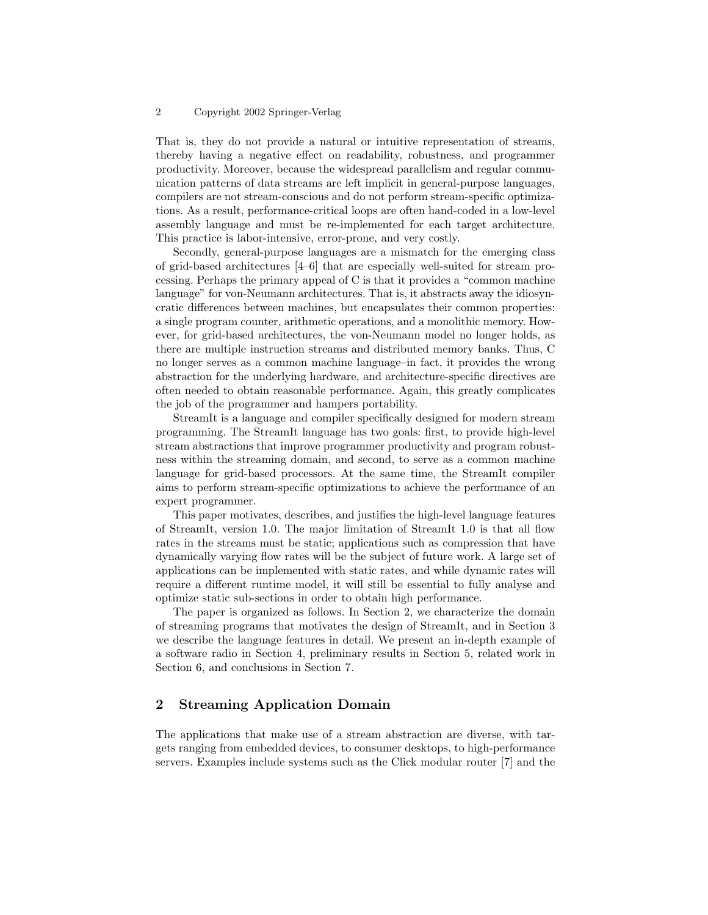That is, they do not provide a natural or intuitive representation of streams, thereby having a negative effect on readability, robustness, and programmer productivity. Moreover, because the widespread parallelism and regular communication patterns of data streams are left implicit in general-purpose languages, compilers are not stream-conscious and do not perform stream-specific optimizations. As a result, performance-critical loops are often hand-coded in a low-level assembly language and must be re-implemented for each target architecture. This practice is labor-intensive, error-prone, and very costly.

Secondly, general-purpose languages are a mismatch for the emerging class of grid-based architectures [4–6] that are especially well-suited for stream processing. Perhaps the primary appeal of C is that it provides a "common machine language" for von-Neumann architectures. That is, it abstracts away the idiosyncratic differences between machines, but encapsulates their common properties: a single program counter, arithmetic operations, and a monolithic memory. However, for grid-based architectures, the von-Neumann model no longer holds, as there are multiple instruction streams and distributed memory banks. Thus, C no longer serves as a common machine language–in fact, it provides the wrong abstraction for the underlying hardware, and architecture-specific directives are often needed to obtain reasonable performance. Again, this greatly complicates the job of the programmer and hampers portability.

StreamIt is a language and compiler specifically designed for modern stream programming. The StreamIt language has two goals: first, to provide high-level stream abstractions that improve programmer productivity and program robustness within the streaming domain, and second, to serve as a common machine language for grid-based processors. At the same time, the StreamIt compiler aims to perform stream-specific optimizations to achieve the performance of an expert programmer.

This paper motivates, describes, and justifies the high-level language features of StreamIt, version 1.0. The major limitation of StreamIt 1.0 is that all flow rates in the streams must be static; applications such as compression that have dynamically varying flow rates will be the subject of future work. A large set of applications can be implemented with static rates, and while dynamic rates will require a different runtime model, it will still be essential to fully analyse and optimize static sub-sections in order to obtain high performance.

The paper is organized as follows. In Section 2, we characterize the domain of streaming programs that motivates the design of StreamIt, and in Section 3 we describe the language features in detail. We present an in-depth example of a software radio in Section 4, preliminary results in Section 5, related work in Section 6, and conclusions in Section 7.

## 2 Streaming Application Domain

The applications that make use of a stream abstraction are diverse, with targets ranging from embedded devices, to consumer desktops, to high-performance servers. Examples include systems such as the Click modular router [7] and the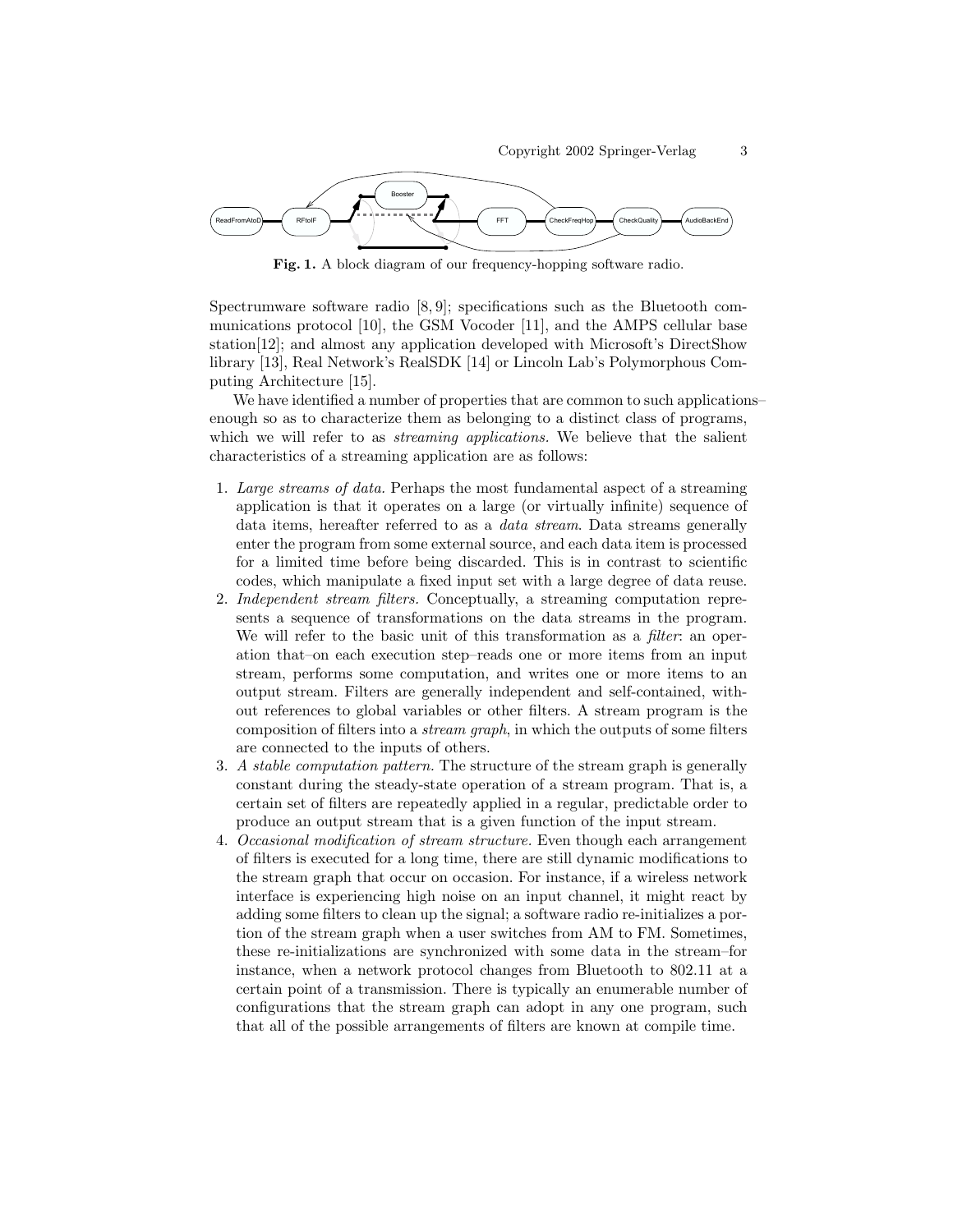**Fig. 1.** A block diagram of our frequency-hopping software radio.

Spectrumware software radio [8, 9]; specifications such as the Bluetooth communications protocol [10], the GSM Vocoder [11], and the AMPS cellular base station[12]; and almost any application developed with Microsoft's DirectShow library [13], Real Network's RealSDK [14] or Lincoln Lab's Polymorphous Computing Architecture [15].

We have identified a number of properties that are common to such applications–enough so as to characterize them as belonging to a distinct class of programs, which we will refer to as *streaming applications*. We believe that the salient characteristics of a streaming application are as follows:

1. *Large streams of data.* Perhaps the most fundamental aspect of a streaming application is that it operates on a large (or virtually infinite) sequence of data items, hereafter referred to as a *data stream*. Data streams generally enter the program from some external source, and each data item is processed for a limited time before being discarded. This is in contrast to scientific codes, which manipulate a fixed input set with a large degree of data reuse.
2. *Independent stream filters.* Conceptually, a streaming computation represents a sequence of transformations on the data streams in the program. We will refer to the basic unit of this transformation as a *filter*: an operation that–on each execution step–reads one or more items from an input stream, performs some computation, and writes one or more items to an output stream. Filters are generally independent and self-contained, without references to global variables or other filters. A stream program is the composition of filters into a *stream graph*, in which the outputs of some filters are connected to the inputs of others.
3. *A stable computation pattern.* The structure of the stream graph is generally constant during the steady-state operation of a stream program. That is, a certain set of filters are repeatedly applied in a regular, predictable order to produce an output stream that is a given function of the input stream.
4. *Occasional modification of stream structure.* Even though each arrangement of filters is executed for a long time, there are still dynamic modifications to the stream graph that occur on occasion. For instance, if a wireless network interface is experiencing high noise on an input channel, it might react by adding some filters to clean up the signal; a software radio re-initializes a portion of the stream graph when a user switches from AM to FM. Sometimes, these re-initializations are synchronized with some data in the stream–for instance, when a network protocol changes from Bluetooth to 802.11 at a certain point of a transmission. There is typically an enumerable number of configurations that the stream graph can adopt in any one program, such that all of the possible arrangements of filters are known at compile time.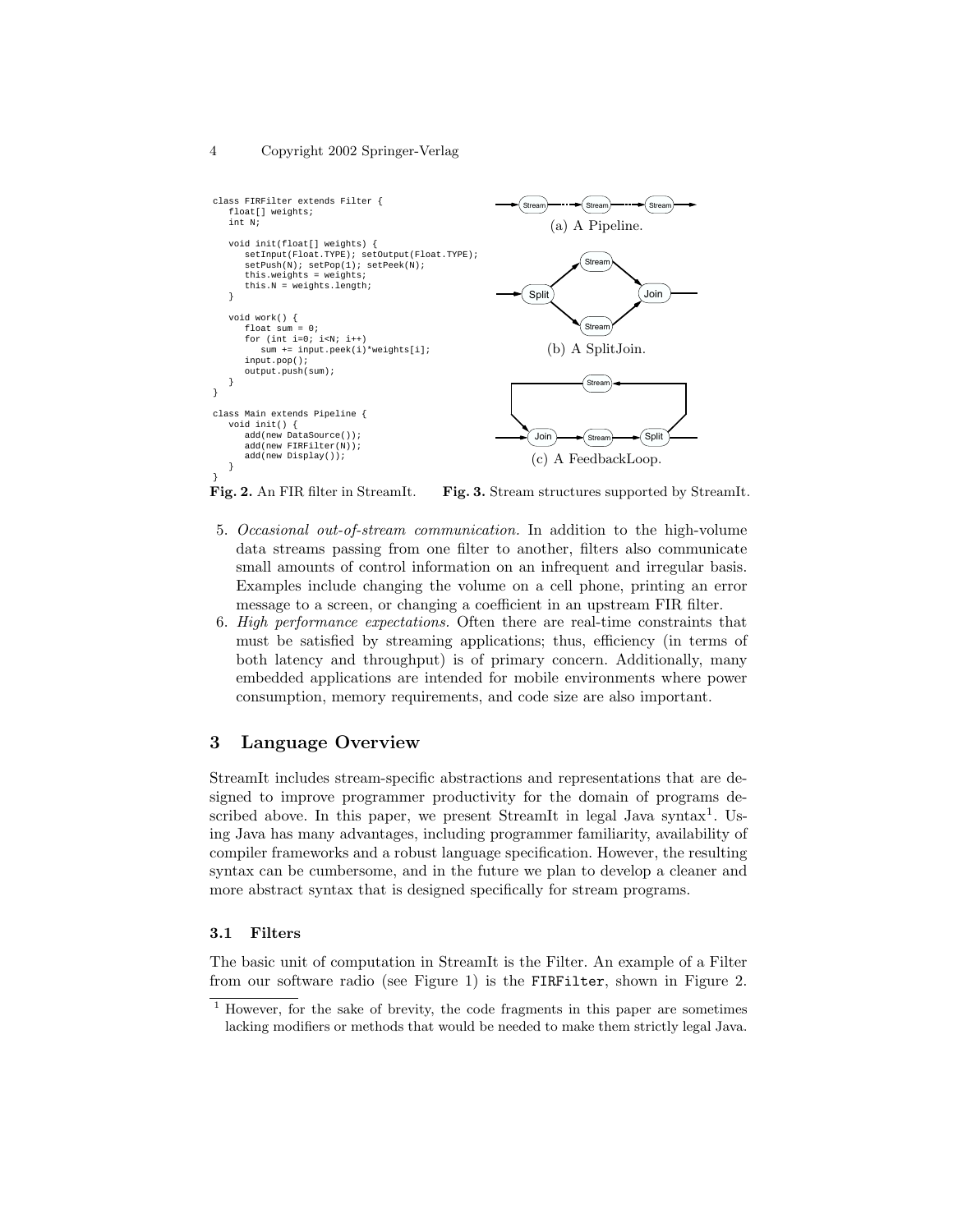```
class FIRFilter extends Filter {
   float[] weights;
   int N;

   void init(float[] weights) {
      setInput(Float.TYPE); setOutput(Float.TYPE);
      setPush(N); setPop(1); setPeek(N);
      this.weights = weights;
      this.N = weights.length;
   }

   void work() {
      float sum = 0;
      for (int i=0; i<N; i++)
         sum += input.peek(i)*weights[i];
      input.pop();
      output.push(sum);
   }
}

class Main extends Pipeline {
   void init() {
      add(new DataSource());
      add(new FIRFilter(N));
      add(new Display());
   }
}
```

**Fig. 2.** An FIR filter in StreamIt.

(a) A Pipeline.

(b) A SplitJoin.

(c) A FeedbackLoop.

**Fig. 3.** Stream structures supported by StreamIt.

5. *Occasional out-of-stream communication.* In addition to the high-volume data streams passing from one filter to another, filters also communicate small amounts of control information on an infrequent and irregular basis. Examples include changing the volume on a cell phone, printing an error message to a screen, or changing a coefficient in an upstream FIR filter.
6. *High performance expectations.* Often there are real-time constraints that must be satisfied by streaming applications; thus, efficiency (in terms of both latency and throughput) is of primary concern. Additionally, many embedded applications are intended for mobile environments where power consumption, memory requirements, and code size are also important.

## 3 Language Overview

StreamIt includes stream-specific abstractions and representations that are designed to improve programmer productivity for the domain of programs described above. In this paper, we present StreamIt in legal Java syntax[1]. Using Java has many advantages, including programmer familiarity, availability of compiler frameworks and a robust language specification. However, the resulting syntax can be cumbersome, and in the future we plan to develop a cleaner and more abstract syntax that is designed specifically for stream programs.

### 3.1 Filters

The basic unit of computation in StreamIt is the Filter. An example of a Filter from our software radio (see Figure 1) is the `FIRFilter`, shown in Figure 2.

[1] However, for the sake of brevity, the code fragments in this paper are sometimes lacking modifiers or methods that would be needed to make them strictly legal Java.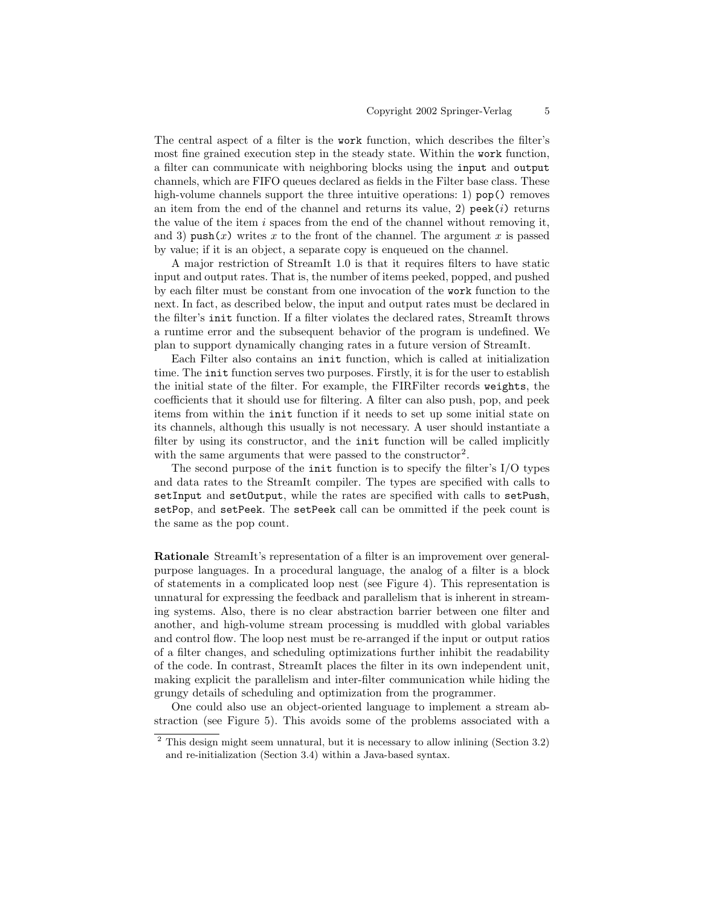The central aspect of a filter is the `work` function, which describes the filter's most fine grained execution step in the steady state. Within the `work` function, a filter can communicate with neighboring blocks using the `input` and `output` channels, which are FIFO queues declared as fields in the Filter base class. These high-volume channels support the three intuitive operations: 1) `pop()` removes an item from the end of the channel and returns its value, 2) `peek(`$i$`)` returns the value of the item $i$ spaces from the end of the channel without removing it, and 3) `push(`$x$`)` writes $x$ to the front of the channel. The argument $x$ is passed by value; if it is an object, a separate copy is enqueued on the channel.

A major restriction of StreamIt 1.0 is that it requires filters to have static input and output rates. That is, the number of items peeked, popped, and pushed by each filter must be constant from one invocation of the `work` function to the next. In fact, as described below, the input and output rates must be declared in the filter's `init` function. If a filter violates the declared rates, StreamIt throws a runtime error and the subsequent behavior of the program is undefined. We plan to support dynamically changing rates in a future version of StreamIt.

Each Filter also contains an `init` function, which is called at initialization time. The `init` function serves two purposes. Firstly, it is for the user to establish the initial state of the filter. For example, the FIRFilter records `weights`, the coefficients that it should use for filtering. A filter can also push, pop, and peek items from within the `init` function if it needs to set up some initial state on its channels, although this usually is not necessary. A user should instantiate a filter by using its constructor, and the `init` function will be called implicitly with the same arguments that were passed to the constructor[2].

The second purpose of the `init` function is to specify the filter's I/O types and data rates to the StreamIt compiler. The types are specified with calls to `setInput` and `setOutput`, while the rates are specified with calls to `setPush`, `setPop`, and `setPeek`. The `setPeek` call can be ommitted if the peek count is the same as the pop count.

**Rationale** StreamIt's representation of a filter is an improvement over general-purpose languages. In a procedural language, the analog of a filter is a block of statements in a complicated loop nest (see Figure 4). This representation is unnatural for expressing the feedback and parallelism that is inherent in streaming systems. Also, there is no clear abstraction barrier between one filter and another, and high-volume stream processing is muddled with global variables and control flow. The loop nest must be re-arranged if the input or output ratios of a filter changes, and scheduling optimizations further inhibit the readability of the code. In contrast, StreamIt places the filter in its own independent unit, making explicit the parallelism and inter-filter communication while hiding the grungy details of scheduling and optimization from the programmer.

One could also use an object-oriented language to implement a stream abstraction (see Figure 5). This avoids some of the problems associated with a

[2] This design might seem unnatural, but it is necessary to allow inlining (Section 3.2) and re-initialization (Section 3.4) within a Java-based syntax.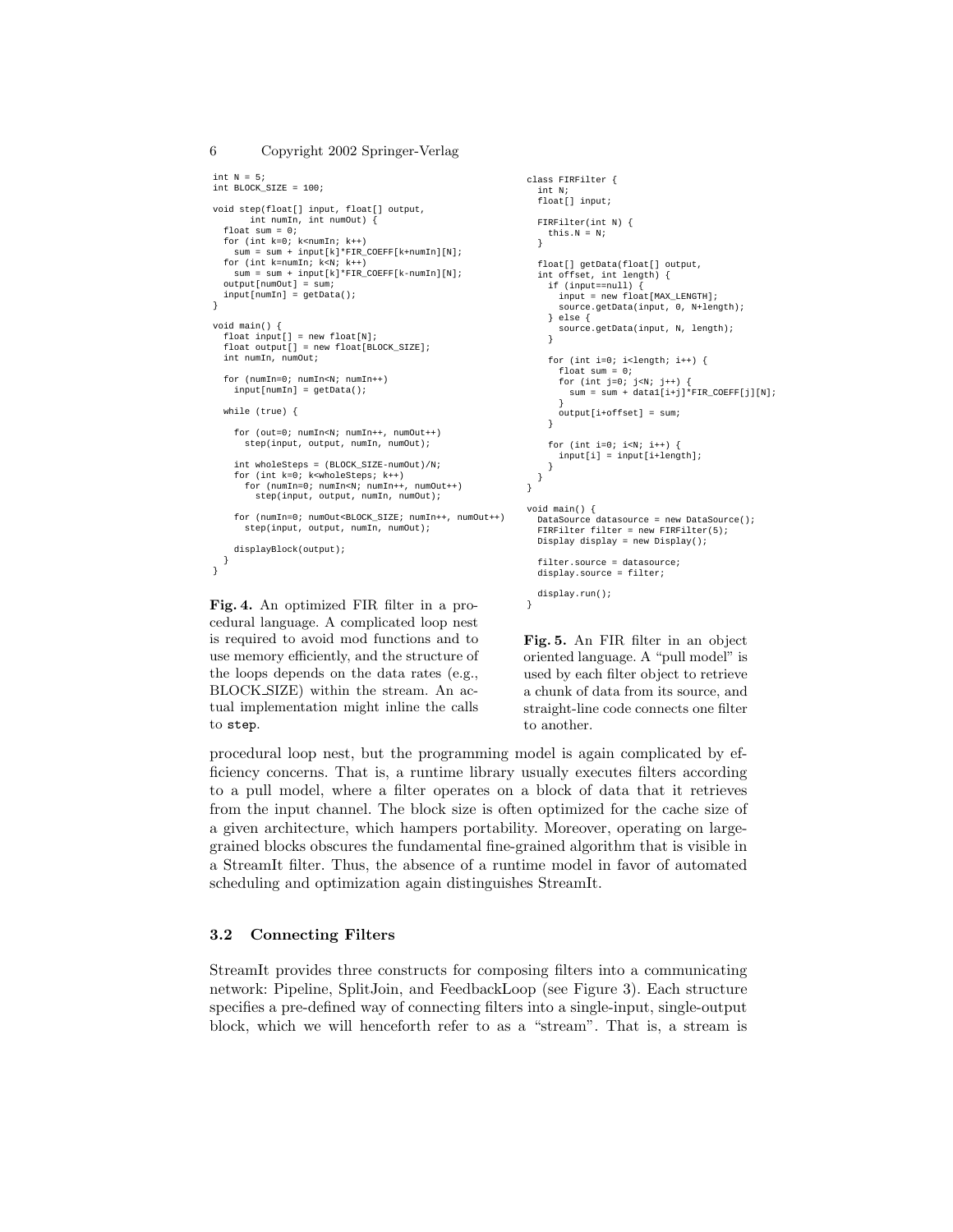```
int N = 5;
int BLOCK_SIZE = 100;

void step(float[] input, float[] output,
       int numIn, int numOut) {
  float sum = 0;
  for (int k=0; k<numIn; k++)
    sum = sum + input[k]*FIR_COEFF[k+numIn][N];
  for (int k=numIn; k<N; k++)
    sum = sum + input[k]*FIR_COEFF[k-numIn][N];
  output[numOut] = sum;
  input[numIn] = getData();
}

void main() {
  float input[] = new float[N];
  float output[] = new float[BLOCK_SIZE];
  int numIn, numOut;

  for (numIn=0; numIn<N; numIn++)
    input[numIn] = getData();

  while (true) {

    for (out=0; numIn<N; numIn++, numOut++)
      step(input, output, numIn, numOut);

    int wholeSteps = (BLOCK_SIZE-numOut)/N;
    for (int k=0; k<wholeSteps; k++)
      for (numIn=0; numIn<N; numIn++, numOut++)
        step(input, output, numIn, numOut);

    for (numIn=0; numOut<BLOCK_SIZE; numIn++, numOut++)
      step(input, output, numIn, numOut);

    displayBlock(output);
  }
}
```

**Fig. 4.** An optimized FIR filter in a procedural language. A complicated loop nest is required to avoid mod functions and to use memory efficiently, and the structure of the loops depends on the data rates (e.g., BLOCK_SIZE) within the stream. An actual implementation might inline the calls to `step`.

```
class FIRFilter {
  int N;
  float[] input;

  FIRFilter(int N) {
    this.N = N;
  }

  float[] getData(float[] output,
  int offset, int length) {
    if (input==null) {
      input = new float[MAX_LENGTH];
      source.getData(input, 0, N+length);
    } else {
      source.getData(input, N, length);
    }

    for (int i=0; i<length; i++) {
      float sum = 0;
      for (int j=0; j<N; j++) {
        sum = sum + data1[i+j]*FIR_COEFF[j][N];
      }
      output[i+offset] = sum;
    }

    for (int i=0; i<N; i++) {
      input[i] = input[i+length];
    }
  }
}

void main() {
  DataSource datasource = new DataSource();
  FIRFilter filter = new FIRFilter(5);
  Display display = new Display();

  filter.source = datasource;
  display.source = filter;

  display.run();
}
```

**Fig. 5.** An FIR filter in an object oriented language. A "pull model" is used by each filter object to retrieve a chunk of data from its source, and straight-line code connects one filter to another.

procedural loop nest, but the programming model is again complicated by efficiency concerns. That is, a runtime library usually executes filters according to a pull model, where a filter operates on a block of data that it retrieves from the input channel. The block size is often optimized for the cache size of a given architecture, which hampers portability. Moreover, operating on large-grained blocks obscures the fundamental fine-grained algorithm that is visible in a StreamIt filter. Thus, the absence of a runtime model in favor of automated scheduling and optimization again distinguishes StreamIt.

### 3.2 Connecting Filters

StreamIt provides three constructs for composing filters into a communicating network: Pipeline, SplitJoin, and FeedbackLoop (see Figure 3). Each structure specifies a pre-defined way of connecting filters into a single-input, single-output block, which we will henceforth refer to as a "stream". That is, a stream is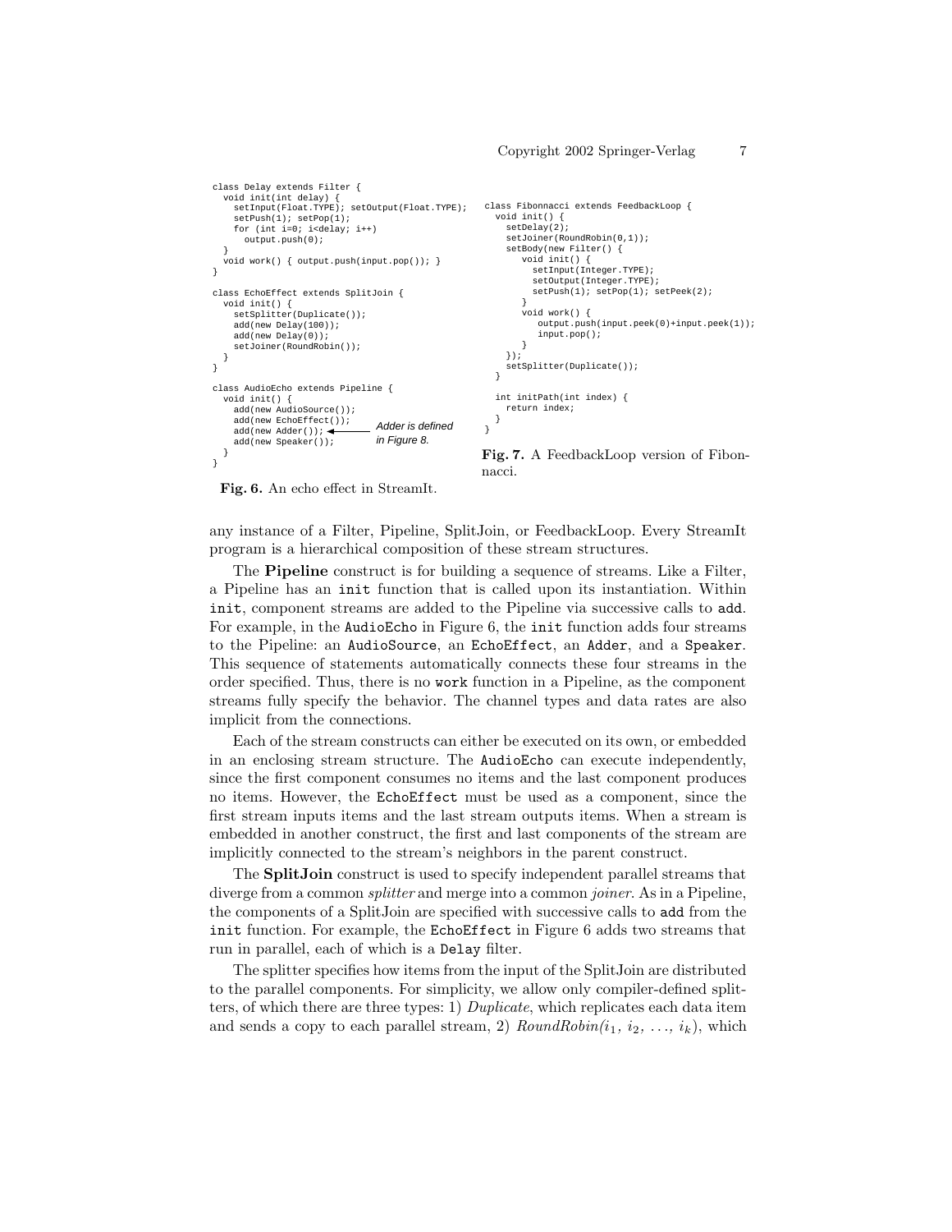```java
class Delay extends Filter {
  void init(int delay) {
    setInput(Float.TYPE); setOutput(Float.TYPE);
    setPush(1); setPop(1);
    for (int i=0; i<delay; i++)
      output.push(0);
  }
  void work() { output.push(input.pop()); }
}

class EchoEffect extends SplitJoin {
  void init() {
    setSplitter(Duplicate());
    add(new Delay(100));
    add(new Delay(0));
    setJoiner(RoundRobin());
  }
}

class AudioEcho extends Pipeline {
  void init() {
    add(new AudioSource());
    add(new EchoEffect());
    add(new Adder());   <-- Adder is defined in Figure 8.
    add(new Speaker());
  }
}
```

**Fig. 6.** An echo effect in StreamIt.

```java
class Fibonnacci extends FeedbackLoop {
  void init() {
    setDelay(2);
    setJoiner(RoundRobin(0,1));
    setBody(new Filter() {
        void init() {
          setInput(Integer.TYPE);
          setOutput(Integer.TYPE);
          setPush(1); setPop(1); setPeek(2);
        }
        void work() {
           output.push(input.peek(0)+input.peek(1));
           input.pop();
        }
    });
    setSplitter(Duplicate());
  }

  int initPath(int index) {
    return index;
  }
}
```

**Fig. 7.** A FeedbackLoop version of Fibonnacci.

any instance of a Filter, Pipeline, SplitJoin, or FeedbackLoop. Every StreamIt program is a hierarchical composition of these stream structures.

The **Pipeline** construct is for building a sequence of streams. Like a Filter, a Pipeline has an `init` function that is called upon its instantiation. Within `init`, component streams are added to the Pipeline via successive calls to `add`. For example, in the `AudioEcho` in Figure 6, the `init` function adds four streams to the Pipeline: an `AudioSource`, an `EchoEffect`, an `Adder`, and a `Speaker`. This sequence of statements automatically connects these four streams in the order specified. Thus, there is no `work` function in a Pipeline, as the component streams fully specify the behavior. The channel types and data rates are also implicit from the connections.

Each of the stream constructs can either be executed on its own, or embedded in an enclosing stream structure. The `AudioEcho` can execute independently, since the first component consumes no items and the last component produces no items. However, the `EchoEffect` must be used as a component, since the first stream inputs items and the last stream outputs items. When a stream is embedded in another construct, the first and last components of the stream are implicitly connected to the stream's neighbors in the parent construct.

The **SplitJoin** construct is used to specify independent parallel streams that diverge from a common *splitter* and merge into a common *joiner*. As in a Pipeline, the components of a SplitJoin are specified with successive calls to `add` from the `init` function. For example, the `EchoEffect` in Figure 6 adds two streams that run in parallel, each of which is a `Delay` filter.

The splitter specifies how items from the input of the SplitJoin are distributed to the parallel components. For simplicity, we allow only compiler-defined splitters, of which there are three types: 1) *Duplicate*, which replicates each data item and sends a copy to each parallel stream, 2) *RoundRobin*($i_1$, $i_2$, ..., $i_k$), which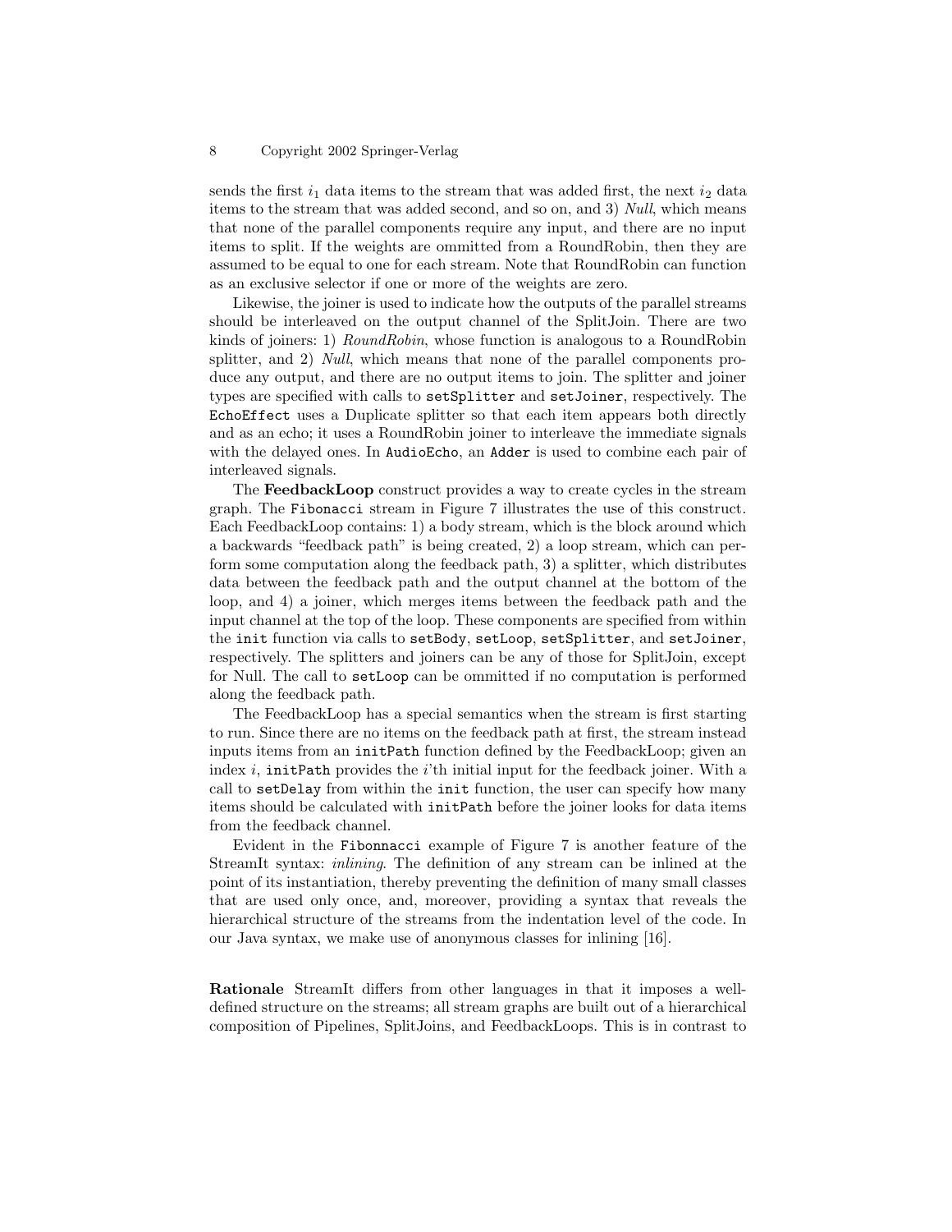sends the first $i_1$ data items to the stream that was added first, the next $i_2$ data items to the stream that was added second, and so on, and 3) *Null*, which means that none of the parallel components require any input, and there are no input items to split. If the weights are ommitted from a RoundRobin, then they are assumed to be equal to one for each stream. Note that RoundRobin can function as an exclusive selector if one or more of the weights are zero.

Likewise, the joiner is used to indicate how the outputs of the parallel streams should be interleaved on the output channel of the SplitJoin. There are two kinds of joiners: 1) *RoundRobin*, whose function is analogous to a RoundRobin splitter, and 2) *Null*, which means that none of the parallel components produce any output, and there are no output items to join. The splitter and joiner types are specified with calls to `setSplitter` and `setJoiner`, respectively. The `EchoEffect` uses a Duplicate splitter so that each item appears both directly and as an echo; it uses a RoundRobin joiner to interleave the immediate signals with the delayed ones. In `AudioEcho`, an `Adder` is used to combine each pair of interleaved signals.

The **FeedbackLoop** construct provides a way to create cycles in the stream graph. The `Fibonacci` stream in Figure 7 illustrates the use of this construct. Each FeedbackLoop contains: 1) a body stream, which is the block around which a backwards "feedback path" is being created, 2) a loop stream, which can perform some computation along the feedback path, 3) a splitter, which distributes data between the feedback path and the output channel at the bottom of the loop, and 4) a joiner, which merges items between the feedback path and the input channel at the top of the loop. These components are specified from within the `init` function via calls to `setBody`, `setLoop`, `setSplitter`, and `setJoiner`, respectively. The splitters and joiners can be any of those for SplitJoin, except for Null. The call to `setLoop` can be ommitted if no computation is performed along the feedback path.

The FeedbackLoop has a special semantics when the stream is first starting to run. Since there are no items on the feedback path at first, the stream instead inputs items from an `initPath` function defined by the FeedbackLoop; given an index $i$, `initPath` provides the $i$'th initial input for the feedback joiner. With a call to `setDelay` from within the `init` function, the user can specify how many items should be calculated with `initPath` before the joiner looks for data items from the feedback channel.

Evident in the `Fibonnacci` example of Figure 7 is another feature of the StreamIt syntax: *inlining*. The definition of any stream can be inlined at the point of its instantiation, thereby preventing the definition of many small classes that are used only once, and, moreover, providing a syntax that reveals the hierarchical structure of the streams from the indentation level of the code. In our Java syntax, we make use of anonymous classes for inlining [16].

**Rationale** StreamIt differs from other languages in that it imposes a well-defined structure on the streams; all stream graphs are built out of a hierarchical composition of Pipelines, SplitJoins, and FeedbackLoops. This is in contrast to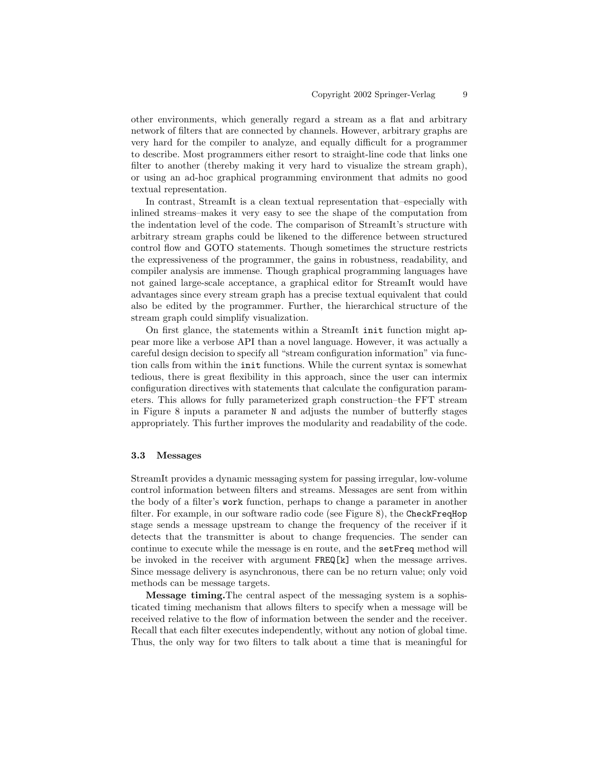other environments, which generally regard a stream as a flat and arbitrary network of filters that are connected by channels. However, arbitrary graphs are very hard for the compiler to analyze, and equally difficult for a programmer to describe. Most programmers either resort to straight-line code that links one filter to another (thereby making it very hard to visualize the stream graph), or using an ad-hoc graphical programming environment that admits no good textual representation.

In contrast, StreamIt is a clean textual representation that–especially with inlined streams–makes it very easy to see the shape of the computation from the indentation level of the code. The comparison of StreamIt's structure with arbitrary stream graphs could be likened to the difference between structured control flow and GOTO statements. Though sometimes the structure restricts the expressiveness of the programmer, the gains in robustness, readability, and compiler analysis are immense. Though graphical programming languages have not gained large-scale acceptance, a graphical editor for StreamIt would have advantages since every stream graph has a precise textual equivalent that could also be edited by the programmer. Further, the hierarchical structure of the stream graph could simplify visualization.

On first glance, the statements within a StreamIt `init` function might appear more like a verbose API than a novel language. However, it was actually a careful design decision to specify all "stream configuration information" via function calls from within the `init` functions. While the current syntax is somewhat tedious, there is great flexibility in this approach, since the user can intermix configuration directives with statements that calculate the configuration parameters. This allows for fully parameterized graph construction–the FFT stream in Figure 8 inputs a parameter `N` and adjusts the number of butterfly stages appropriately. This further improves the modularity and readability of the code.

### 3.3 Messages

StreamIt provides a dynamic messaging system for passing irregular, low-volume control information between filters and streams. Messages are sent from within the body of a filter's `work` function, perhaps to change a parameter in another filter. For example, in our software radio code (see Figure 8), the `CheckFreqHop` stage sends a message upstream to change the frequency of the receiver if it detects that the transmitter is about to change frequencies. The sender can continue to execute while the message is en route, and the `setFreq` method will be invoked in the receiver with argument `FREQ[k]` when the message arrives. Since message delivery is asynchronous, there can be no return value; only void methods can be message targets.

**Message timing.**The central aspect of the messaging system is a sophisticated timing mechanism that allows filters to specify when a message will be received relative to the flow of information between the sender and the receiver. Recall that each filter executes independently, without any notion of global time. Thus, the only way for two filters to talk about a time that is meaningful for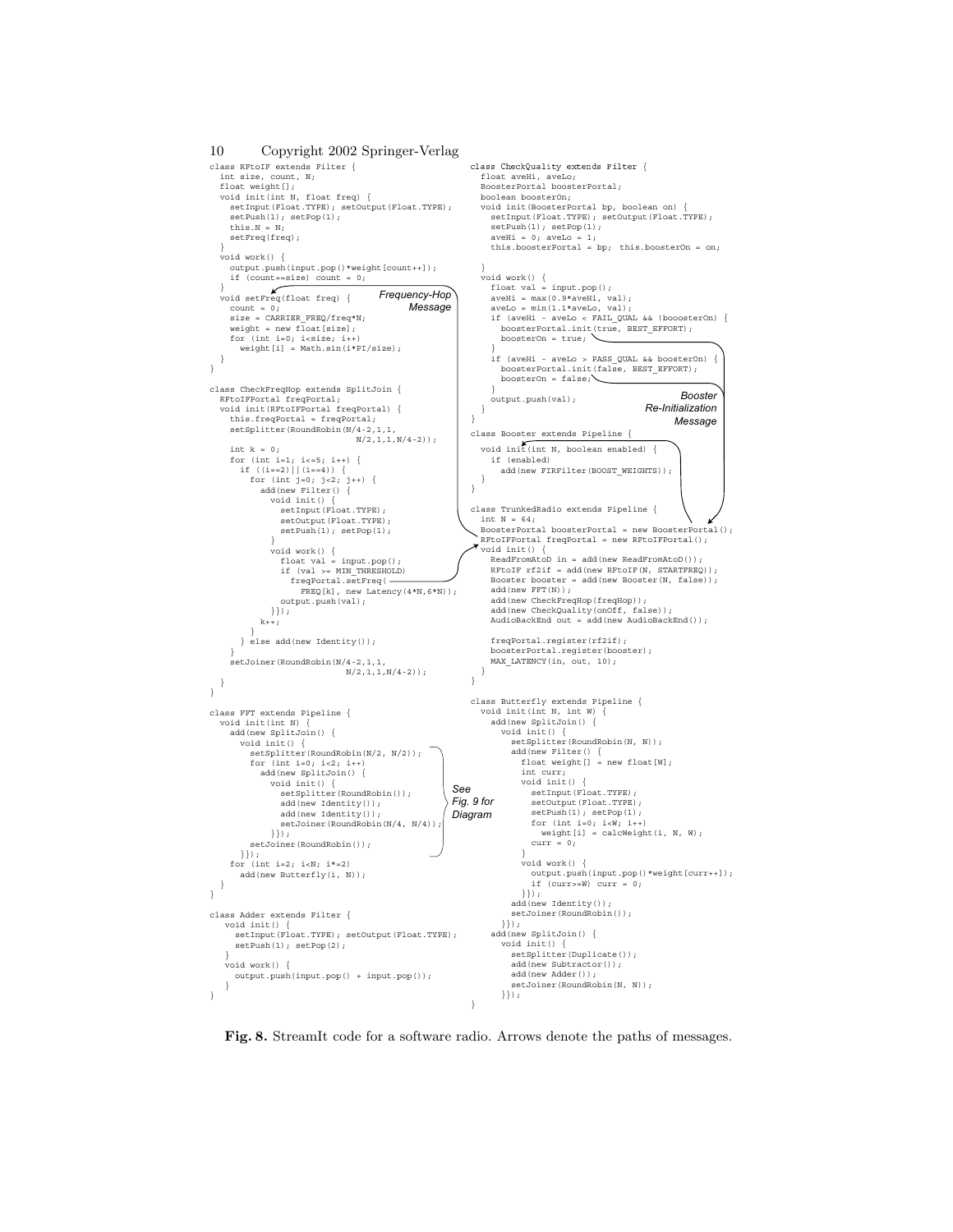```java
class RFtoIF extends Filter {
  int size, count, N;
  float weight[];
  void init(int N, float freq) {
    setInput(Float.TYPE); setOutput(Float.TYPE);
    setPush(1); setPop(1);
    this.N = N;
    setFreq(freq);
  }
  void work() {
    output.push(input.pop()*weight[count++]);
    if (count==size) count = 0;
  }
  void setFreq(float freq) {          // <- Frequency-Hop Message
    count = 0;
    size = CARRIER_FREQ/freq*N;
    weight = new float[size];
    for (int i=0; i<size; i++)
      weight[i] = Math.sin(i*PI/size);
  }
}

class CheckFreqHop extends SplitJoin {
  RFtoIFPortal freqPortal;
  void init(RFtoIFPortal freqPortal) {
    this.freqPortal = freqPortal;
    setSplitter(RoundRobin(N/4-2,1,1,
                           N/2,1,1,N/4-2));
    int k = 0;
    for (int i=1; i<=5; i++) {
      if ((i==2)||(i==4)) {
        for (int j=0; j<2; j++) {
          add(new Filter() {
            void init() {
              setInput(Float.TYPE);
              setOutput(Float.TYPE);
              setPush(1); setPop(1);
            }
            void work() {
              float val = input.pop();
              if (val >= MIN_THRESHOLD)
                freqPortal.setFreq(
                  FREQ[k], new Latency(4*N,6*N));
              output.push(val);
            }});
          k++;
        }
      } else add(new Identity());
    }
    setJoiner(RoundRobin(N/4-2,1,1,
                         N/2,1,1,N/4-2));
  }
}

class FFT extends Pipeline {
  void init(int N) {
    add(new SplitJoin() {
      void init() {                                          // See
        setSplitter(RoundRobin(N/2, N/2));                   // Fig. 9 for
        for (int i=0; i<2; i++)                              // Diagram
          add(new SplitJoin() {
            void init() {
              setSplitter(RoundRobin());
              add(new Identity());
              add(new Identity());
              setJoiner(RoundRobin(N/4, N/4));
            }});
        setJoiner(RoundRobin());
      }});
    for (int i=2; i<N; i*=2)
      add(new Butterfly(i, N));
  }
}

class Adder extends Filter {
  void init() {
    setInput(Float.TYPE); setOutput(Float.TYPE);
    setPush(1); setPop(2);
  }
  void work() {
    output.push(input.pop() + input.pop());
  }
}

class CheckQuality extends Filter {
  float aveHi, aveLo;
  BoosterPortal boosterPortal;
  boolean boosterOn;
  void init(BoosterPortal bp, boolean on) {
    setInput(Float.TYPE); setOutput(Float.TYPE);
    setPush(1); setPop(1);
    aveHi = 0; aveLo = 1;
    this.boosterPortal = bp;  this.boosterOn = on;

  }
  void work() {
    float val = input.pop();
    aveHi = max(0.9*aveHi, val);
    aveLo = min(1.1*aveLo, val);
    if (aveHi - aveLo < FAIL_QUAL && !booosterOn) {
      boosterPortal.init(true, BEST_EFFORT);
      boosterOn = true;
    }
    if (aveHi - aveLo > PASS_QUAL && boosterOn) {
      boosterPortal.init(false, BEST_EFFORT);
      boosterOn = false;                     // Booster Re-Initialization Message
    }
    output.push(val);
  }
}

class Booster extends Pipeline {
  void init(int N, boolean enabled) {
    if (enabled)
      add(new FIRFilter(BOOST_WEIGHTS));
  }
}

class TrunkedRadio extends Pipeline {
  int N = 64;
  BoosterPortal boosterPortal = new BoosterPortal();
  RFtoIFPortal freqPortal = new RFtoIFPortal();
  void init() {
    ReadFromAtoD in = add(new ReadFromAtoD());
    RFtoIF rf2if = add(new RFtoIF(N, STARTFREQ));
    Booster booster = add(new Booster(N, false));
    add(new FFT(N));
    add(new CheckFreqHop(freqHop));
    add(new CheckQuality(onOff, false));
    AudioBackEnd out = add(new AudioBackEnd());

    freqPortal.register(rf2if);
    boosterPortal.register(booster);
    MAX_LATENCY(in, out, 10);
  }
}

class Butterfly extends Pipeline {
  void init(int N, int W) {
    add(new SplitJoin() {
      void init() {
        setSplitter(RoundRobin(N, N));
        add(new Filter() {
          float weight[] = new float[W];
          int curr;
          void init() {
            setInput(Float.TYPE);
            setOutput(Float.TYPE);
            setPush(1); setPop(1);
            for (int i=0; i<W; i++)
              weight[i] = calcWeight(i, N, W);
            curr = 0;
          }
          void work() {
            output.push(input.pop()*weight[curr++]);
            if (curr>=W) curr = 0;
          }});
        add(new Identity());
        setJoiner(RoundRobin());
      }});
    add(new SplitJoin() {
      void init() {
        setSplitter(Duplicate());
        add(new Subtractor());
        add(new Adder());
        setJoiner(RoundRobin(N, N));
      }});
  }
}
```

**Fig. 8.** StreamIt code for a software radio. Arrows denote the paths of messages.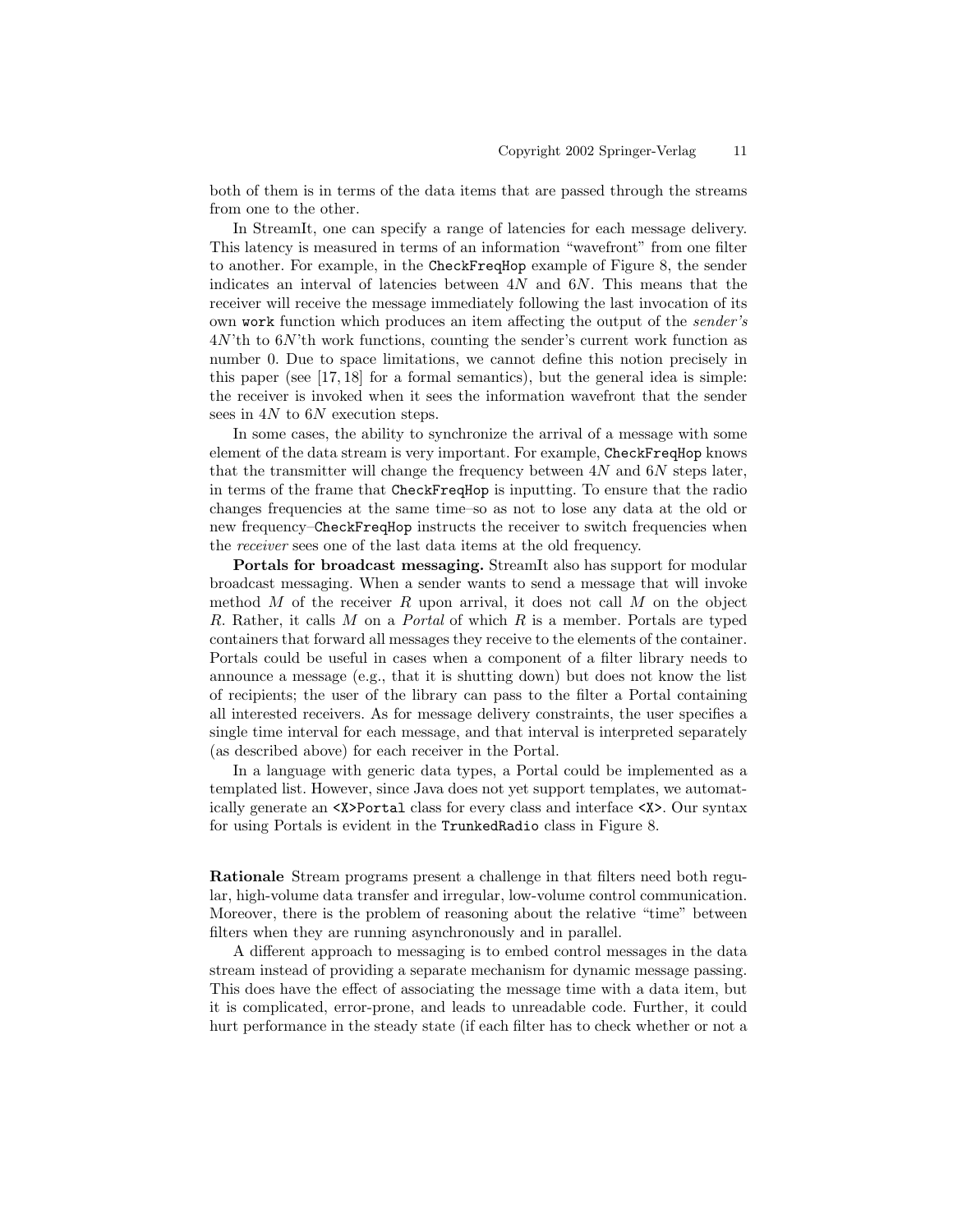both of them is in terms of the data items that are passed through the streams from one to the other.

In StreamIt, one can specify a range of latencies for each message delivery. This latency is measured in terms of an information "wavefront" from one filter to another. For example, in the `CheckFreqHop` example of Figure 8, the sender indicates an interval of latencies between $4N$ and $6N$. This means that the receiver will receive the message immediately following the last invocation of its own `work` function which produces an item affecting the output of the *sender's* $4N$'th to $6N$'th work functions, counting the sender's current work function as number 0. Due to space limitations, we cannot define this notion precisely in this paper (see [17, 18] for a formal semantics), but the general idea is simple: the receiver is invoked when it sees the information wavefront that the sender sees in $4N$ to $6N$ execution steps.

In some cases, the ability to synchronize the arrival of a message with some element of the data stream is very important. For example, `CheckFreqHop` knows that the transmitter will change the frequency between $4N$ and $6N$ steps later, in terms of the frame that `CheckFreqHop` is inputting. To ensure that the radio changes frequencies at the same time–so as not to lose any data at the old or new frequency–`CheckFreqHop` instructs the receiver to switch frequencies when the *receiver* sees one of the last data items at the old frequency.

**Portals for broadcast messaging.** StreamIt also has support for modular broadcast messaging. When a sender wants to send a message that will invoke method $M$ of the receiver $R$ upon arrival, it does not call $M$ on the object $R$. Rather, it calls $M$ on a *Portal* of which $R$ is a member. Portals are typed containers that forward all messages they receive to the elements of the container. Portals could be useful in cases when a component of a filter library needs to announce a message (e.g., that it is shutting down) but does not know the list of recipients; the user of the library can pass to the filter a Portal containing all interested receivers. As for message delivery constraints, the user specifies a single time interval for each message, and that interval is interpreted separately (as described above) for each receiver in the Portal.

In a language with generic data types, a Portal could be implemented as a templated list. However, since Java does not yet support templates, we automatically generate an `<X>Portal` class for every class and interface `<X>`. Our syntax for using Portals is evident in the `TrunkedRadio` class in Figure 8.

**Rationale** Stream programs present a challenge in that filters need both regular, high-volume data transfer and irregular, low-volume control communication. Moreover, there is the problem of reasoning about the relative "time" between filters when they are running asynchronously and in parallel.

A different approach to messaging is to embed control messages in the data stream instead of providing a separate mechanism for dynamic message passing. This does have the effect of associating the message time with a data item, but it is complicated, error-prone, and leads to unreadable code. Further, it could hurt performance in the steady state (if each filter has to check whether or not a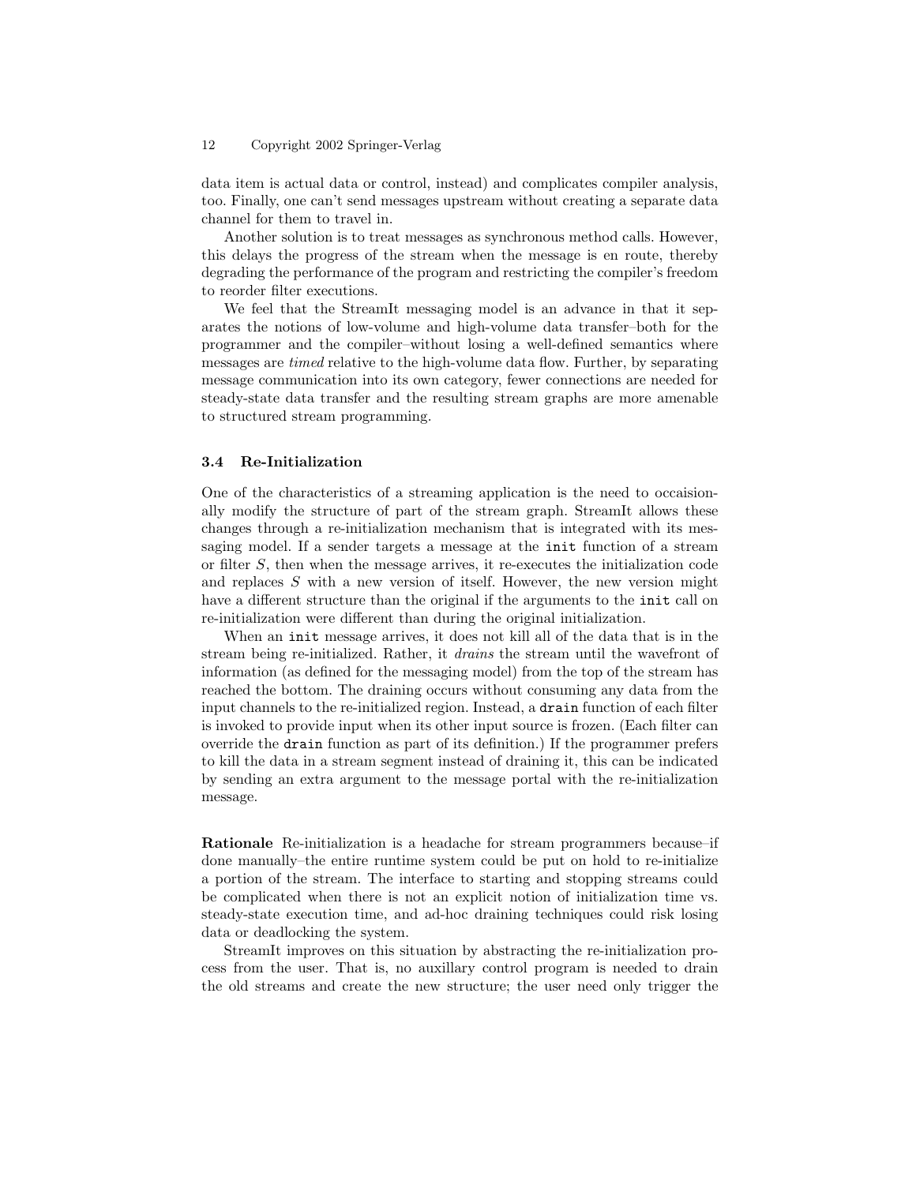data item is actual data or control, instead) and complicates compiler analysis, too. Finally, one can't send messages upstream without creating a separate data channel for them to travel in.

Another solution is to treat messages as synchronous method calls. However, this delays the progress of the stream when the message is en route, thereby degrading the performance of the program and restricting the compiler's freedom to reorder filter executions.

We feel that the StreamIt messaging model is an advance in that it separates the notions of low-volume and high-volume data transfer–both for the programmer and the compiler–without losing a well-defined semantics where messages are *timed* relative to the high-volume data flow. Further, by separating message communication into its own category, fewer connections are needed for steady-state data transfer and the resulting stream graphs are more amenable to structured stream programming.

### 3.4 Re-Initialization

One of the characteristics of a streaming application is the need to occaisionally modify the structure of part of the stream graph. StreamIt allows these changes through a re-initialization mechanism that is integrated with its messaging model. If a sender targets a message at the `init` function of a stream or filter $S$, then when the message arrives, it re-executes the initialization code and replaces $S$ with a new version of itself. However, the new version might have a different structure than the original if the arguments to the `init` call on re-initialization were different than during the original initialization.

When an `init` message arrives, it does not kill all of the data that is in the stream being re-initialized. Rather, it *drains* the stream until the wavefront of information (as defined for the messaging model) from the top of the stream has reached the bottom. The draining occurs without consuming any data from the input channels to the re-initialized region. Instead, a `drain` function of each filter is invoked to provide input when its other input source is frozen. (Each filter can override the `drain` function as part of its definition.) If the programmer prefers to kill the data in a stream segment instead of draining it, this can be indicated by sending an extra argument to the message portal with the re-initialization message.

**Rationale** Re-initialization is a headache for stream programmers because–if done manually–the entire runtime system could be put on hold to re-initialize a portion of the stream. The interface to starting and stopping streams could be complicated when there is not an explicit notion of initialization time vs. steady-state execution time, and ad-hoc draining techniques could risk losing data or deadlocking the system.

StreamIt improves on this situation by abstracting the re-initialization process from the user. That is, no auxillary control program is needed to drain the old streams and create the new structure; the user need only trigger the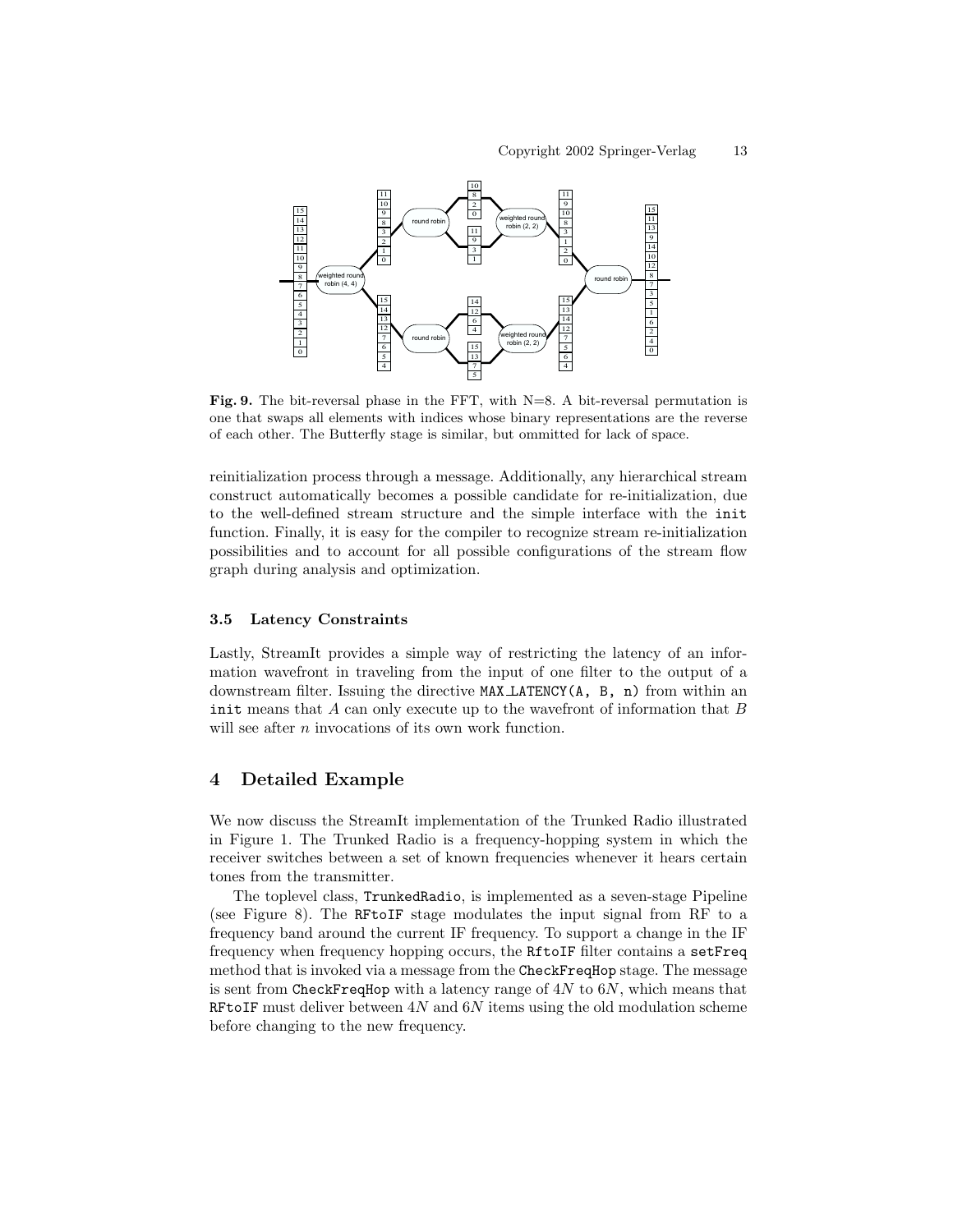**Fig. 9.** The bit-reversal phase in the FFT, with N=8. A bit-reversal permutation is one that swaps all elements with indices whose binary representations are the reverse of each other. The Butterfly stage is similar, but ommitted for lack of space.

reinitialization process through a message. Additionally, any hierarchical stream construct automatically becomes a possible candidate for re-initialization, due to the well-defined stream structure and the simple interface with the `init` function. Finally, it is easy for the compiler to recognize stream re-initialization possibilities and to account for all possible configurations of the stream flow graph during analysis and optimization.

### 3.5 Latency Constraints

Lastly, StreamIt provides a simple way of restricting the latency of an information wavefront in traveling from the input of one filter to the output of a downstream filter. Issuing the directive `MAX_LATENCY(A, B, n)` from within an `init` means that $A$ can only execute up to the wavefront of information that $B$ will see after $n$ invocations of its own work function.

## 4 Detailed Example

We now discuss the StreamIt implementation of the Trunked Radio illustrated in Figure 1. The Trunked Radio is a frequency-hopping system in which the receiver switches between a set of known frequencies whenever it hears certain tones from the transmitter.

The toplevel class, `TrunkedRadio`, is implemented as a seven-stage Pipeline (see Figure 8). The `RFtoIF` stage modulates the input signal from RF to a frequency band around the current IF frequency. To support a change in the IF frequency when frequency hopping occurs, the `RftoIF` filter contains a `setFreq` method that is invoked via a message from the `CheckFreqHop` stage. The message is sent from `CheckFreqHop` with a latency range of $4N$ to $6N$, which means that `RFtoIF` must deliver between $4N$ and $6N$ items using the old modulation scheme before changing to the new frequency.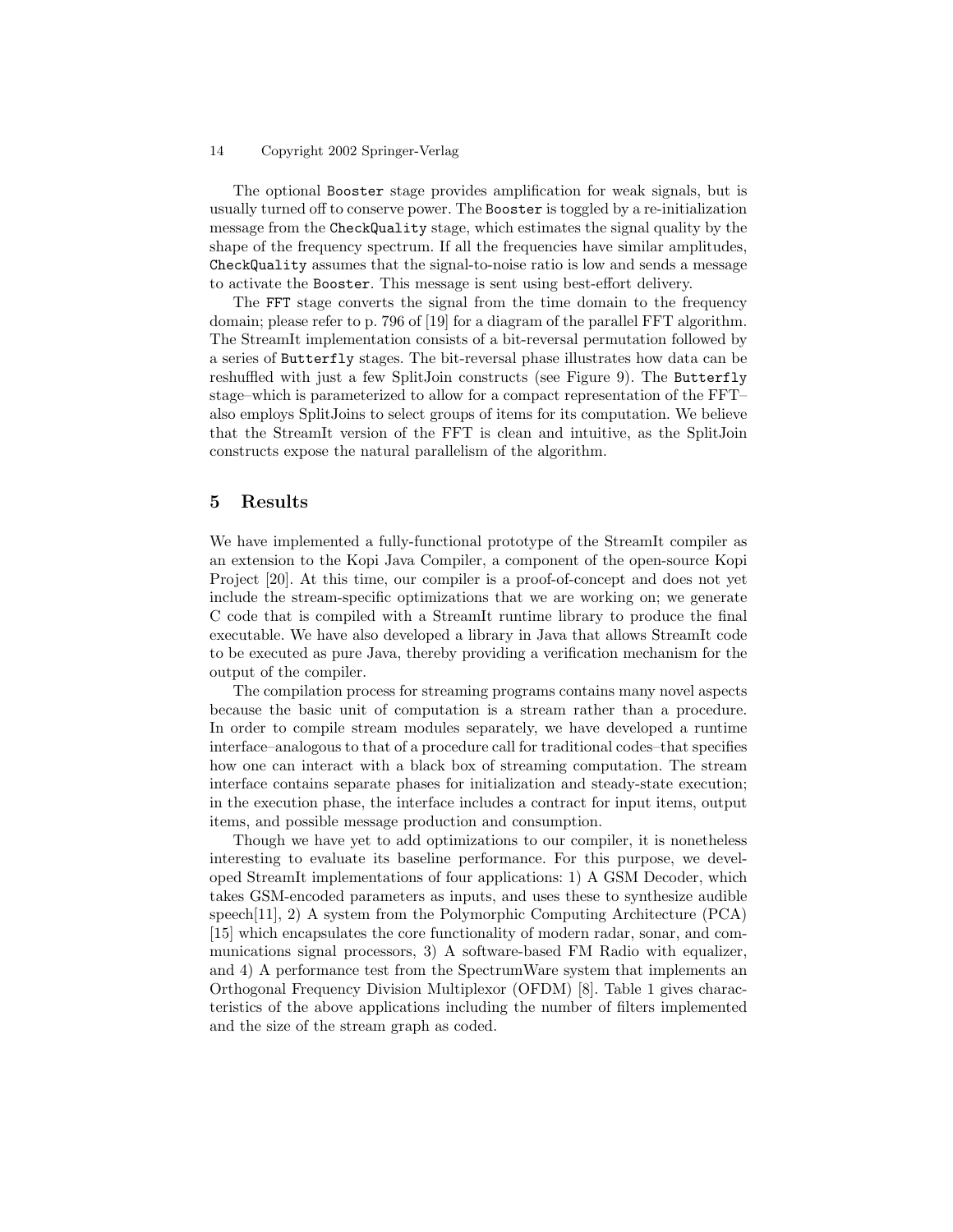The optional `Booster` stage provides amplification for weak signals, but is usually turned off to conserve power. The `Booster` is toggled by a re-initialization message from the `CheckQuality` stage, which estimates the signal quality by the shape of the frequency spectrum. If all the frequencies have similar amplitudes, `CheckQuality` assumes that the signal-to-noise ratio is low and sends a message to activate the `Booster`. This message is sent using best-effort delivery.

The `FFT` stage converts the signal from the time domain to the frequency domain; please refer to p. 796 of [19] for a diagram of the parallel FFT algorithm. The StreamIt implementation consists of a bit-reversal permutation followed by a series of `Butterfly` stages. The bit-reversal phase illustrates how data can be reshuffled with just a few SplitJoin constructs (see Figure 9). The `Butterfly` stage–which is parameterized to allow for a compact representation of the FFT–also employs SplitJoins to select groups of items for its computation. We believe that the StreamIt version of the FFT is clean and intuitive, as the SplitJoin constructs expose the natural parallelism of the algorithm.

## 5 Results

We have implemented a fully-functional prototype of the StreamIt compiler as an extension to the Kopi Java Compiler, a component of the open-source Kopi Project [20]. At this time, our compiler is a proof-of-concept and does not yet include the stream-specific optimizations that we are working on; we generate C code that is compiled with a StreamIt runtime library to produce the final executable. We have also developed a library in Java that allows StreamIt code to be executed as pure Java, thereby providing a verification mechanism for the output of the compiler.

The compilation process for streaming programs contains many novel aspects because the basic unit of computation is a stream rather than a procedure. In order to compile stream modules separately, we have developed a runtime interface–analogous to that of a procedure call for traditional codes–that specifies how one can interact with a black box of streaming computation. The stream interface contains separate phases for initialization and steady-state execution; in the execution phase, the interface includes a contract for input items, output items, and possible message production and consumption.

Though we have yet to add optimizations to our compiler, it is nonetheless interesting to evaluate its baseline performance. For this purpose, we developed StreamIt implementations of four applications: 1) A GSM Decoder, which takes GSM-encoded parameters as inputs, and uses these to synthesize audible speech[11], 2) A system from the Polymorphic Computing Architecture (PCA) [15] which encapsulates the core functionality of modern radar, sonar, and communications signal processors, 3) A software-based FM Radio with equalizer, and 4) A performance test from the SpectrumWare system that implements an Orthogonal Frequency Division Multiplexor (OFDM) [8]. Table 1 gives characteristics of the above applications including the number of filters implemented and the size of the stream graph as coded.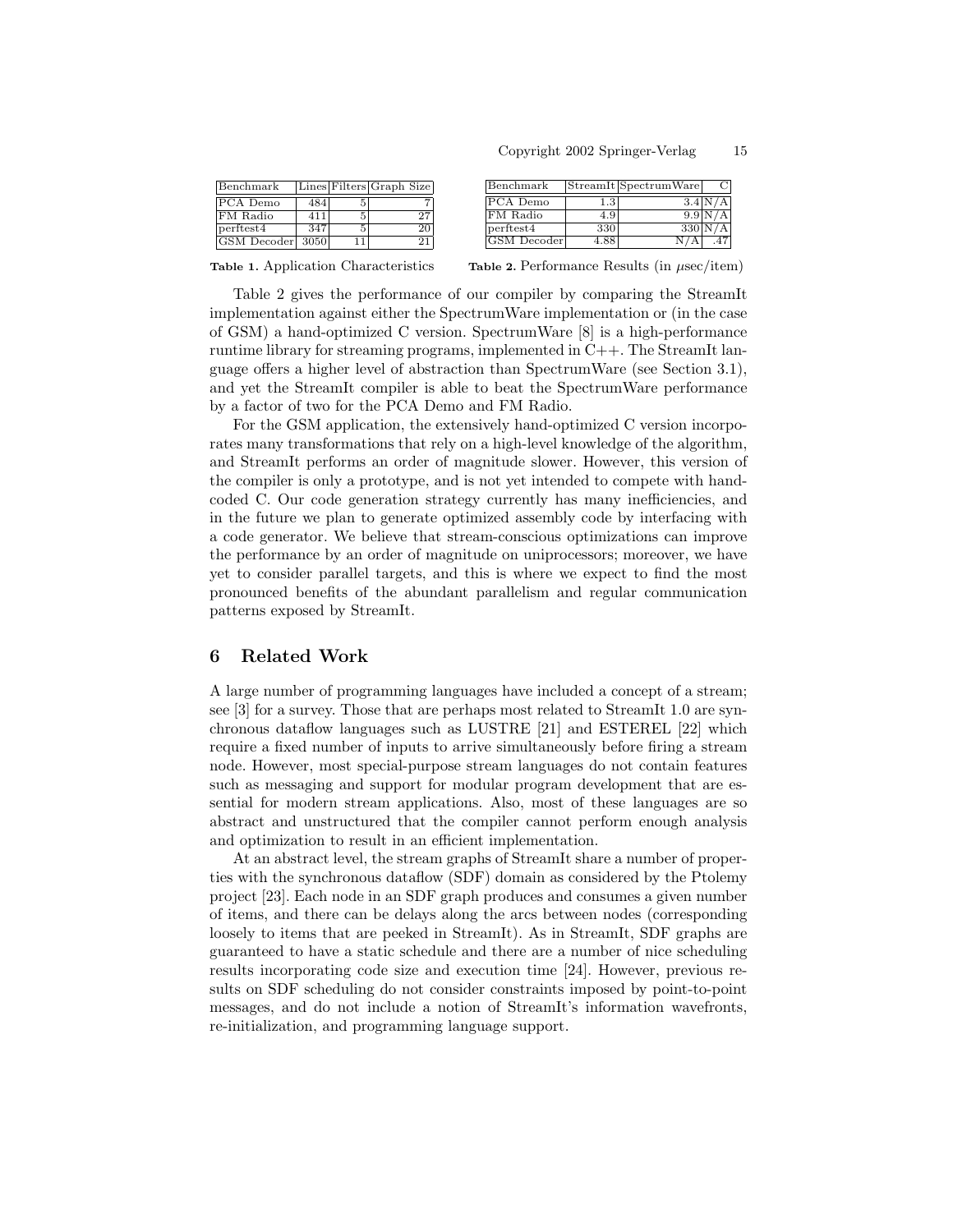| Benchmark | Lines | Filters | Graph Size |
|---|---|---|---|
| PCA Demo | 484 | 5 | 7 |
| FM Radio | 411 | 5 | 27 |
| perftest4 | 347 | 5 | 20 |
| GSM Decoder | 3050 | 11 | 21 |

**Table 1.** Application Characteristics

| Benchmark | StreamIt | SpectrumWare | C |
|---|---|---|---|
| PCA Demo | 1.3 | 3.4 | N/A |
| FM Radio | 4.9 | 9.9 | N/A |
| perftest4 | 330 | 330 | N/A |
| GSM Decoder | 4.88 | N/A | .47 |

**Table 2.** Performance Results (in $\mu$sec/item)

Table 2 gives the performance of our compiler by comparing the StreamIt implementation against either the SpectrumWare implementation or (in the case of GSM) a hand-optimized C version. SpectrumWare [8] is a high-performance runtime library for streaming programs, implemented in C++. The StreamIt language offers a higher level of abstraction than SpectrumWare (see Section 3.1), and yet the StreamIt compiler is able to beat the SpectrumWare performance by a factor of two for the PCA Demo and FM Radio.

For the GSM application, the extensively hand-optimized C version incorporates many transformations that rely on a high-level knowledge of the algorithm, and StreamIt performs an order of magnitude slower. However, this version of the compiler is only a prototype, and is not yet intended to compete with hand-coded C. Our code generation strategy currently has many inefficiencies, and in the future we plan to generate optimized assembly code by interfacing with a code generator. We believe that stream-conscious optimizations can improve the performance by an order of magnitude on uniprocessors; moreover, we have yet to consider parallel targets, and this is where we expect to find the most pronounced benefits of the abundant parallelism and regular communication patterns exposed by StreamIt.

## 6 Related Work

A large number of programming languages have included a concept of a stream; see [3] for a survey. Those that are perhaps most related to StreamIt 1.0 are synchronous dataflow languages such as LUSTRE [21] and ESTEREL [22] which require a fixed number of inputs to arrive simultaneously before firing a stream node. However, most special-purpose stream languages do not contain features such as messaging and support for modular program development that are essential for modern stream applications. Also, most of these languages are so abstract and unstructured that the compiler cannot perform enough analysis and optimization to result in an efficient implementation.

At an abstract level, the stream graphs of StreamIt share a number of properties with the synchronous dataflow (SDF) domain as considered by the Ptolemy project [23]. Each node in an SDF graph produces and consumes a given number of items, and there can be delays along the arcs between nodes (corresponding loosely to items that are peeked in StreamIt). As in StreamIt, SDF graphs are guaranteed to have a static schedule and there are a number of nice scheduling results incorporating code size and execution time [24]. However, previous results on SDF scheduling do not consider constraints imposed by point-to-point messages, and do not include a notion of StreamIt's information wavefronts, re-initialization, and programming language support.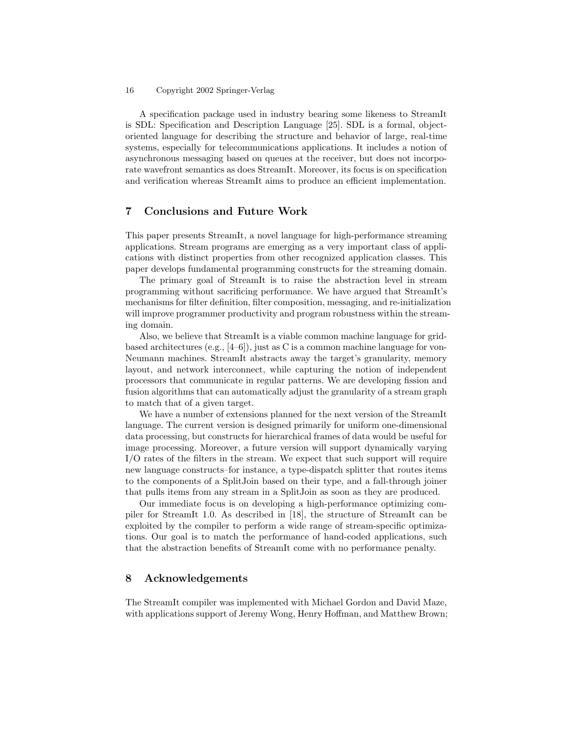A specification package used in industry bearing some likeness to StreamIt is SDL: Specification and Description Language [25]. SDL is a formal, object-oriented language for describing the structure and behavior of large, real-time systems, especially for telecommunications applications. It includes a notion of asynchronous messaging based on queues at the receiver, but does not incorporate wavefront semantics as does StreamIt. Moreover, its focus is on specification and verification whereas StreamIt aims to produce an efficient implementation.

## 7 Conclusions and Future Work

This paper presents StreamIt, a novel language for high-performance streaming applications. Stream programs are emerging as a very important class of applications with distinct properties from other recognized application classes. This paper develops fundamental programming constructs for the streaming domain.

The primary goal of StreamIt is to raise the abstraction level in stream programming without sacrificing performance. We have argued that StreamIt's mechanisms for filter definition, filter composition, messaging, and re-initialization will improve programmer productivity and program robustness within the streaming domain.

Also, we believe that StreamIt is a viable common machine language for grid-based architectures (e.g., [4–6]), just as C is a common machine language for von-Neumann machines. StreamIt abstracts away the target's granularity, memory layout, and network interconnect, while capturing the notion of independent processors that communicate in regular patterns. We are developing fission and fusion algorithms that can automatically adjust the granularity of a stream graph to match that of a given target.

We have a number of extensions planned for the next version of the StreamIt language. The current version is designed primarily for uniform one-dimensional data processing, but constructs for hierarchical frames of data would be useful for image processing. Moreover, a future version will support dynamically varying I/O rates of the filters in the stream. We expect that such support will require new language constructs–for instance, a type-dispatch splitter that routes items to the components of a SplitJoin based on their type, and a fall-through joiner that pulls items from any stream in a SplitJoin as soon as they are produced.

Our immediate focus is on developing a high-performance optimizing compiler for StreamIt 1.0. As described in [18], the structure of StreamIt can be exploited by the compiler to perform a wide range of stream-specific optimizations. Our goal is to match the performance of hand-coded applications, such that the abstraction benefits of StreamIt come with no performance penalty.

## 8 Acknowledgements

The StreamIt compiler was implemented with Michael Gordon and David Maze, with applications support of Jeremy Wong, Henry Hoffman, and Matthew Brown;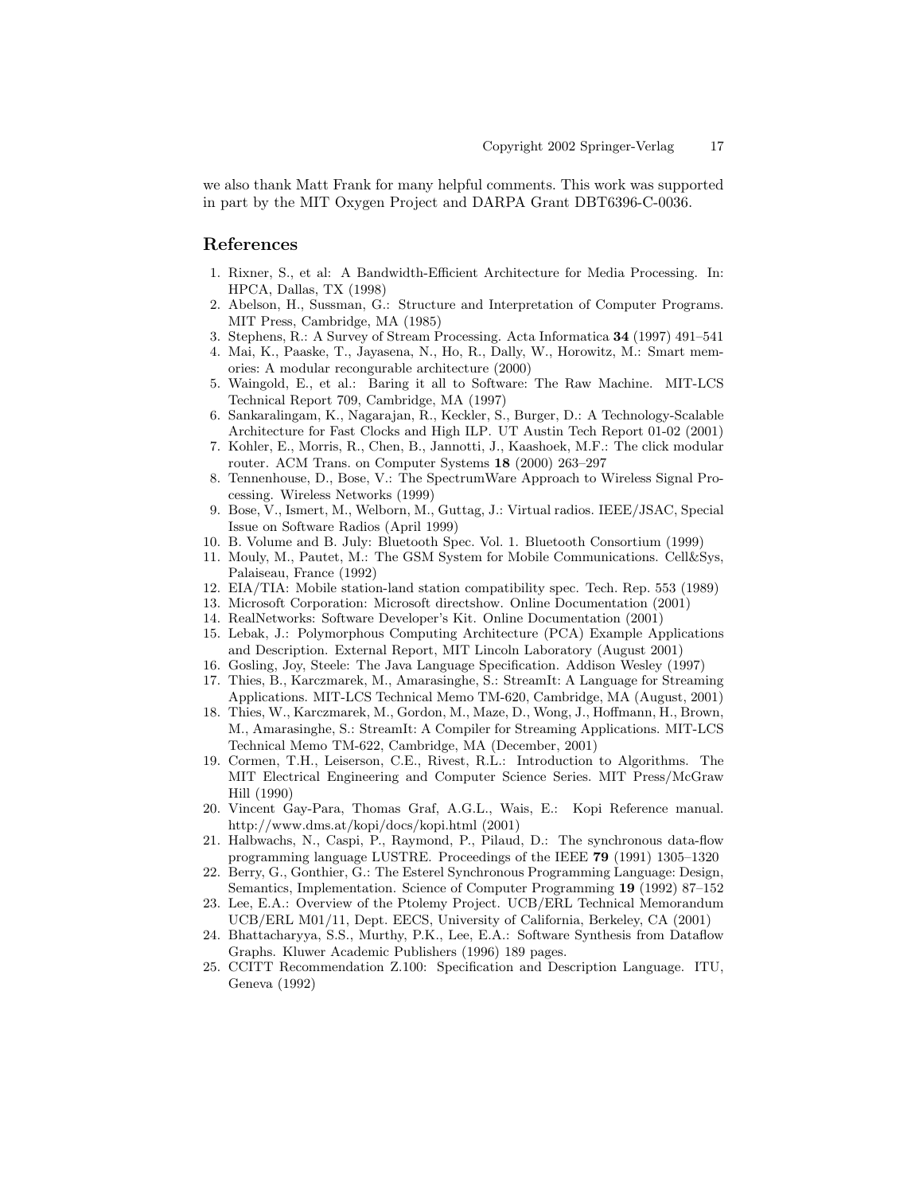we also thank Matt Frank for many helpful comments. This work was supported in part by the MIT Oxygen Project and DARPA Grant DBT6396-C-0036.

## References

1. Rixner, S., et al: A Bandwidth-Efficient Architecture for Media Processing. In: HPCA, Dallas, TX (1998)
2. Abelson, H., Sussman, G.: Structure and Interpretation of Computer Programs. MIT Press, Cambridge, MA (1985)
3. Stephens, R.: A Survey of Stream Processing. Acta Informatica **34** (1997) 491–541
4. Mai, K., Paaske, T., Jayasena, N., Ho, R., Dally, W., Horowitz, M.: Smart memories: A modular recongurable architecture (2000)
5. Waingold, E., et al.: Baring it all to Software: The Raw Machine. MIT-LCS Technical Report 709, Cambridge, MA (1997)
6. Sankaralingam, K., Nagarajan, R., Keckler, S., Burger, D.: A Technology-Scalable Architecture for Fast Clocks and High ILP. UT Austin Tech Report 01-02 (2001)
7. Kohler, E., Morris, R., Chen, B., Jannotti, J., Kaashoek, M.F.: The click modular router. ACM Trans. on Computer Systems **18** (2000) 263–297
8. Tennenhouse, D., Bose, V.: The SpectrumWare Approach to Wireless Signal Processing. Wireless Networks (1999)
9. Bose, V., Ismert, M., Welborn, M., Guttag, J.: Virtual radios. IEEE/JSAC, Special Issue on Software Radios (April 1999)
10. B. Volume and B. July: Bluetooth Spec. Vol. 1. Bluetooth Consortium (1999)
11. Mouly, M., Pautet, M.: The GSM System for Mobile Communications. Cell&Sys, Palaiseau, France (1992)
12. EIA/TIA: Mobile station-land station compatibility spec. Tech. Rep. 553 (1989)
13. Microsoft Corporation: Microsoft directshow. Online Documentation (2001)
14. RealNetworks: Software Developer's Kit. Online Documentation (2001)
15. Lebak, J.: Polymorphous Computing Architecture (PCA) Example Applications and Description. External Report, MIT Lincoln Laboratory (August 2001)
16. Gosling, Joy, Steele: The Java Language Specification. Addison Wesley (1997)
17. Thies, B., Karczmarek, M., Amarasinghe, S.: StreamIt: A Language for Streaming Applications. MIT-LCS Technical Memo TM-620, Cambridge, MA (August, 2001)
18. Thies, W., Karczmarek, M., Gordon, M., Maze, D., Wong, J., Hoffmann, H., Brown, M., Amarasinghe, S.: StreamIt: A Compiler for Streaming Applications. MIT-LCS Technical Memo TM-622, Cambridge, MA (December, 2001)
19. Cormen, T.H., Leiserson, C.E., Rivest, R.L.: Introduction to Algorithms. The MIT Electrical Engineering and Computer Science Series. MIT Press/McGraw Hill (1990)
20. Vincent Gay-Para, Thomas Graf, A.G.L., Wais, E.: Kopi Reference manual. http://www.dms.at/kopi/docs/kopi.html (2001)
21. Halbwachs, N., Caspi, P., Raymond, P., Pilaud, D.: The synchronous data-flow programming language LUSTRE. Proceedings of the IEEE **79** (1991) 1305–1320
22. Berry, G., Gonthier, G.: The Esterel Synchronous Programming Language: Design, Semantics, Implementation. Science of Computer Programming **19** (1992) 87–152
23. Lee, E.A.: Overview of the Ptolemy Project. UCB/ERL Technical Memorandum UCB/ERL M01/11, Dept. EECS, University of California, Berkeley, CA (2001)
24. Bhattacharyya, S.S., Murthy, P.K., Lee, E.A.: Software Synthesis from Dataflow Graphs. Kluwer Academic Publishers (1996) 189 pages.
25. CCITT Recommendation Z.100: Specification and Description Language. ITU, Geneva (1992)